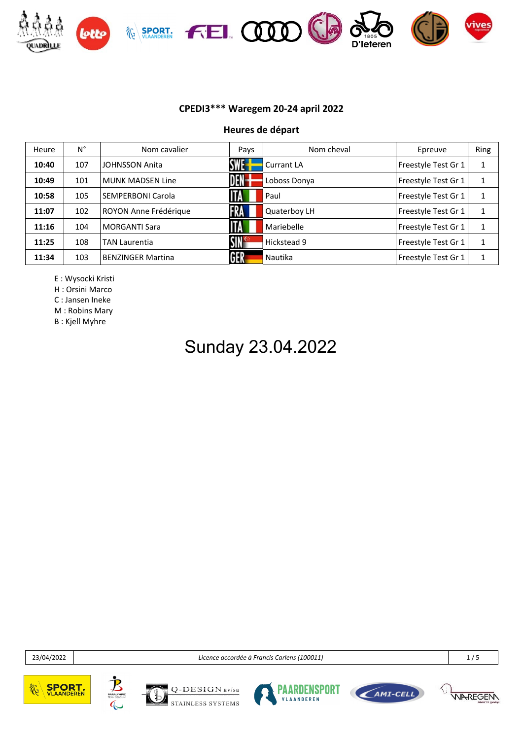## CPEDI3*** Waregem 20-24 april 2022

### Heures de départ

| Heure | N° | Nom cavalier | Pays | Nom cheval | Epreuve | Ring |
|---|---|---|---|---|---|---|
| **10:40** | 107 | JOHNSSON Anita | SWE | Currant LA | Freestyle Test Gr 1 | 1 |
| **10:49** | 101 | MUNK MADSEN Line | DEN | Loboss Donya | Freestyle Test Gr 1 | 1 |
| **10:58** | 105 | SEMPERBONI Carola | ITA | Paul | Freestyle Test Gr 1 | 1 |
| **11:07** | 102 | ROYON Anne Frédérique | FRA | Quaterboy LH | Freestyle Test Gr 1 | 1 |
| **11:16** | 104 | MORGANTI Sara | ITA | Mariebelle | Freestyle Test Gr 1 | 1 |
| **11:25** | 108 | TAN Laurentia | SIN | Hickstead 9 | Freestyle Test Gr 1 | 1 |
| **11:34** | 103 | BENZINGER Martina | GER | Nautika | Freestyle Test Gr 1 | 1 |

E : Wysocki Kristi
H : Orsini Marco
C : Jansen Ineke
M : Robins Mary
B : Kjell Myhre

# Sunday 23.04.2022

23/04/2022 | *Licence accordée à Francis Carlens (100011)*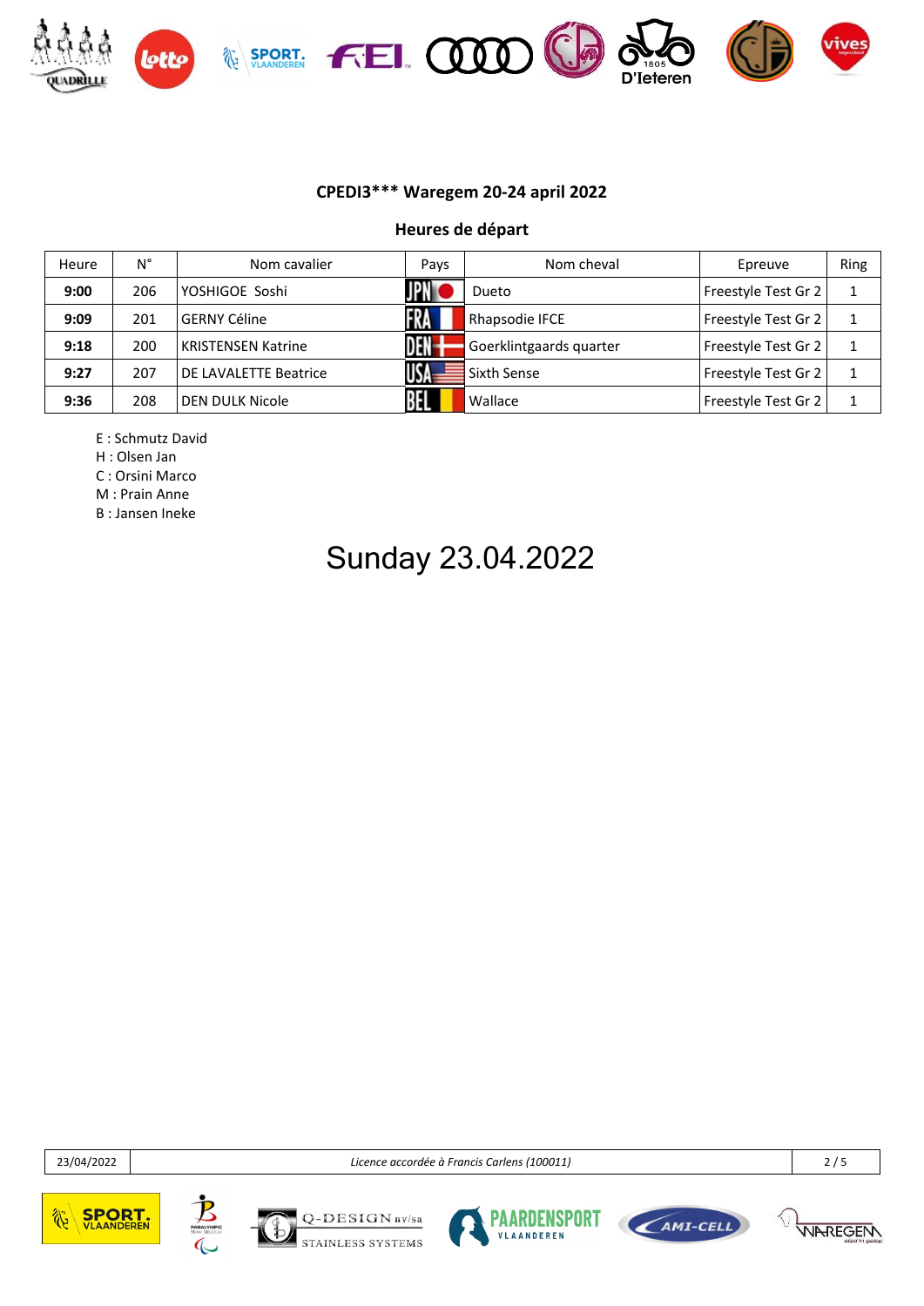## CPEDI3*** Waregem 20-24 april 2022

### Heures de départ

| Heure | N° | Nom cavalier | Pays | Nom cheval | Epreuve | Ring |
|---|---|---|---|---|---|---|
| **9:00** | 206 | YOSHIGOE Soshi | JPN | Dueto | Freestyle Test Gr 2 | 1 |
| **9:09** | 201 | GERNY Céline | FRA | Rhapsodie IFCE | Freestyle Test Gr 2 | 1 |
| **9:18** | 200 | KRISTENSEN Katrine | DEN | Goerklintgaards quarter | Freestyle Test Gr 2 | 1 |
| **9:27** | 207 | DE LAVALETTE Beatrice | USA | Sixth Sense | Freestyle Test Gr 2 | 1 |
| **9:36** | 208 | DEN DULK Nicole | BEL | Wallace | Freestyle Test Gr 2 | 1 |

E : Schmutz David
H : Olsen Jan
C : Orsini Marco
M : Prain Anne
B : Jansen Ineke

# Sunday 23.04.2022

23/04/2022 | *Licence accordée à Francis Carlens (100011)*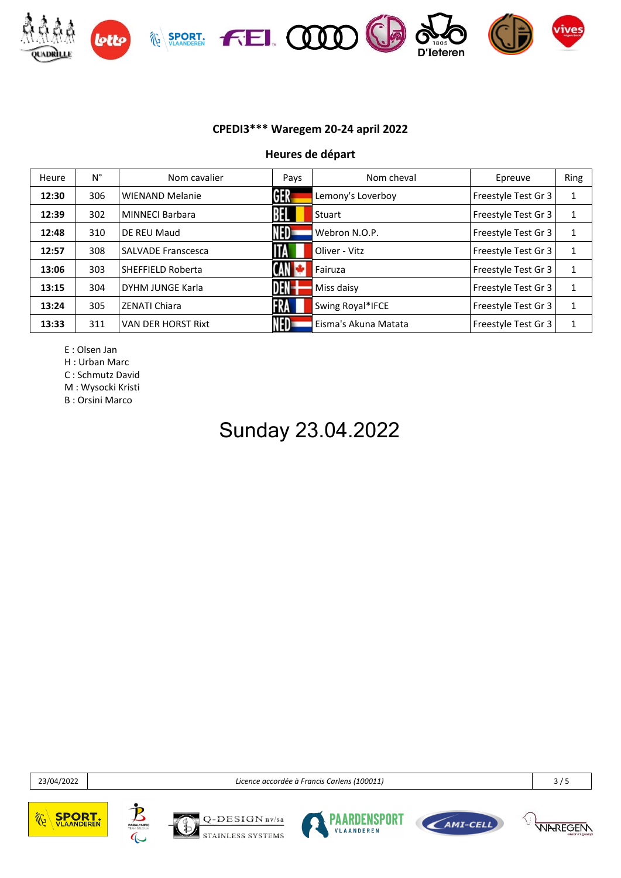## CPEDI3*** Waregem 20-24 april 2022

### Heures de départ

| Heure | N° | Nom cavalier | Pays | Nom cheval | Epreuve | Ring |
|---|---|---|---|---|---|---|
| **12:30** | 306 | WIENAND Melanie | GER | Lemony's Loverboy | Freestyle Test Gr 3 | 1 |
| **12:39** | 302 | MINNECI Barbara | BEL | Stuart | Freestyle Test Gr 3 | 1 |
| **12:48** | 310 | DE REU Maud | NED | Webron N.O.P. | Freestyle Test Gr 3 | 1 |
| **12:57** | 308 | SALVADE Franscesca | ITA | Oliver - Vitz | Freestyle Test Gr 3 | 1 |
| **13:06** | 303 | SHEFFIELD Roberta | CAN | Fairuza | Freestyle Test Gr 3 | 1 |
| **13:15** | 304 | DYHM JUNGE Karla | DEN | Miss daisy | Freestyle Test Gr 3 | 1 |
| **13:24** | 305 | ZENATI Chiara | FRA | Swing Royal*IFCE | Freestyle Test Gr 3 | 1 |
| **13:33** | 311 | VAN DER HORST Rixt | NED | Eisma's Akuna Matata | Freestyle Test Gr 3 | 1 |

E : Olsen Jan
H : Urban Marc
C : Schmutz David
M : Wysocki Kristi
B : Orsini Marco

# Sunday 23.04.2022

23/04/2022 | *Licence accordée à Francis Carlens (100011)*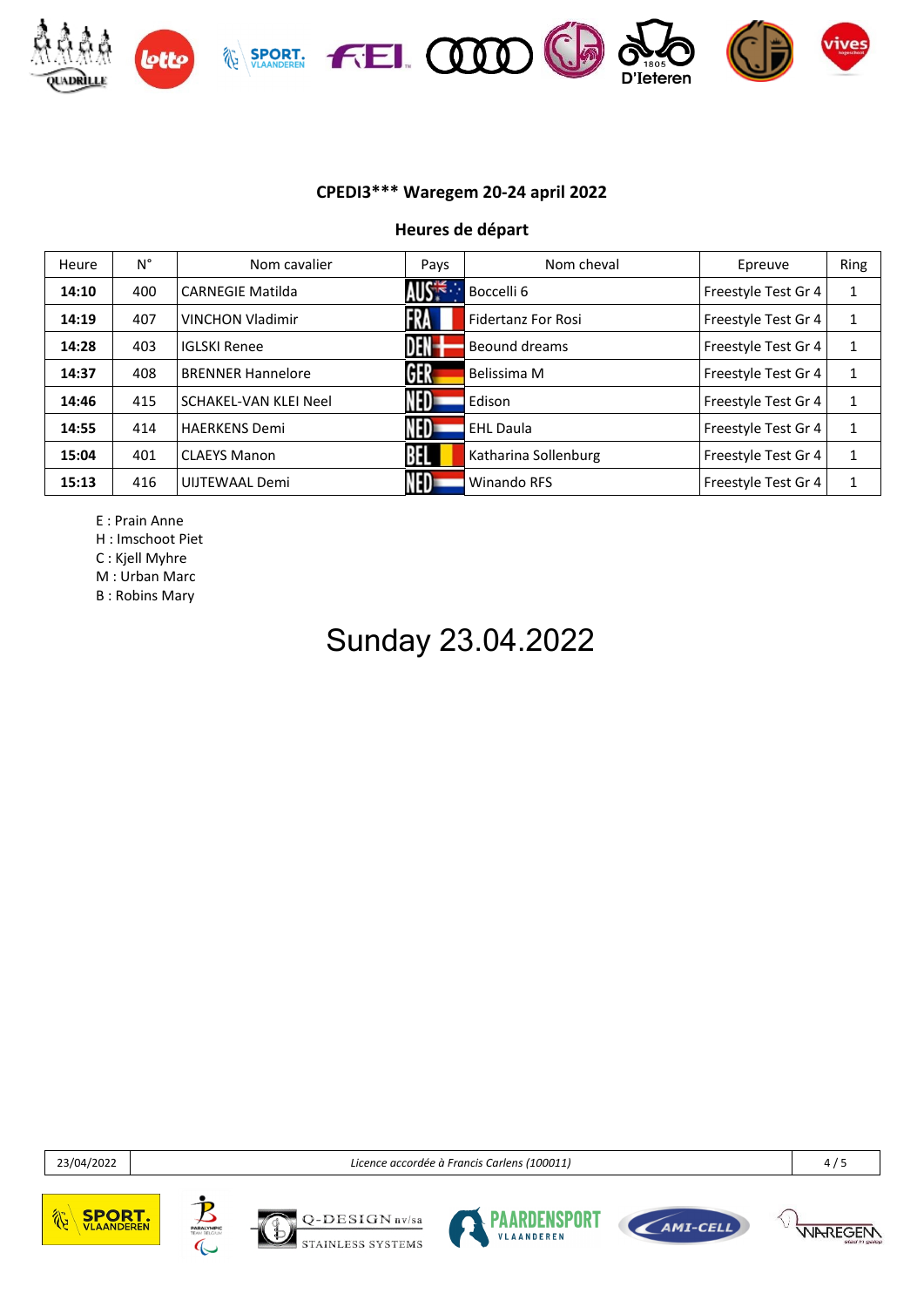## CPEDI3*** Waregem 20-24 april 2022

### Heures de départ

| Heure | N° | Nom cavalier | Pays | Nom cheval | Epreuve | Ring |
|---|---|---|---|---|---|---|
| **14:10** | 400 | CARNEGIE Matilda | AUS | Boccelli 6 | Freestyle Test Gr 4 | 1 |
| **14:19** | 407 | VINCHON Vladimir | FRA | Fidertanz For Rosi | Freestyle Test Gr 4 | 1 |
| **14:28** | 403 | IGLSKI Renee | DEN | Beound dreams | Freestyle Test Gr 4 | 1 |
| **14:37** | 408 | BRENNER Hannelore | GER | Belissima M | Freestyle Test Gr 4 | 1 |
| **14:46** | 415 | SCHAKEL-VAN KLEI Neel | NED | Edison | Freestyle Test Gr 4 | 1 |
| **14:55** | 414 | HAERKENS Demi | NED | EHL Daula | Freestyle Test Gr 4 | 1 |
| **15:04** | 401 | CLAEYS Manon | BEL | Katharina Sollenburg | Freestyle Test Gr 4 | 1 |
| **15:13** | 416 | UIJTEWAAL Demi | NED | Winando RFS | Freestyle Test Gr 4 | 1 |

E : Prain Anne
H : Imschoot Piet
C : Kjell Myhre
M : Urban Marc
B : Robins Mary

# Sunday 23.04.2022

| 23/04/2022 | *Licence accordée à Francis Carlens (100011)* |
|---|---|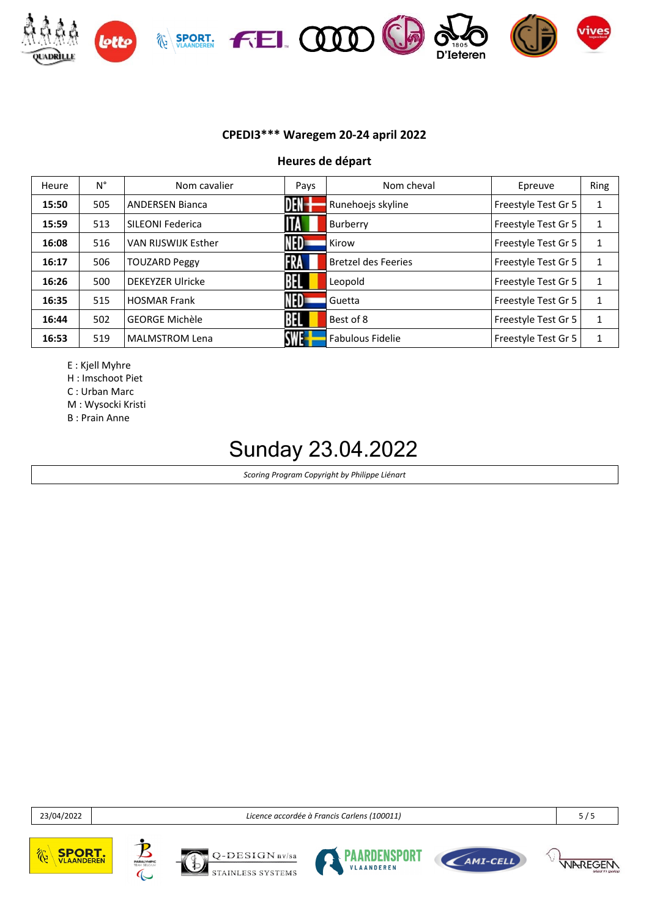## CPEDI3*** Waregem 20-24 april 2022

### Heures de départ

| Heure | N° | Nom cavalier | Pays | Nom cheval | Epreuve | Ring |
|---|---|---|---|---|---|---|
| **15:50** | 505 | ANDERSEN Bianca | DEN | Runehoejs skyline | Freestyle Test Gr 5 | 1 |
| **15:59** | 513 | SILEONI Federica | ITA | Burberry | Freestyle Test Gr 5 | 1 |
| **16:08** | 516 | VAN RIJSWIJK Esther | NED | Kirow | Freestyle Test Gr 5 | 1 |
| **16:17** | 506 | TOUZARD Peggy | FRA | Bretzel des Feeries | Freestyle Test Gr 5 | 1 |
| **16:26** | 500 | DEKEYZER Ulricke | BEL | Leopold | Freestyle Test Gr 5 | 1 |
| **16:35** | 515 | HOSMAR Frank | NED | Guetta | Freestyle Test Gr 5 | 1 |
| **16:44** | 502 | GEORGE Michèle | BEL | Best of 8 | Freestyle Test Gr 5 | 1 |
| **16:53** | 519 | MALMSTROM Lena | SWE | Fabulous Fidelie | Freestyle Test Gr 5 | 1 |

E : Kjell Myhre
H : Imschoot Piet
C : Urban Marc
M : Wysocki Kristi
B : Prain Anne

# Sunday 23.04.2022

*Scoring Program Copyright by Philippe Liénart*

23/04/2022 | *Licence accordée à Francis Carlens (100011)*